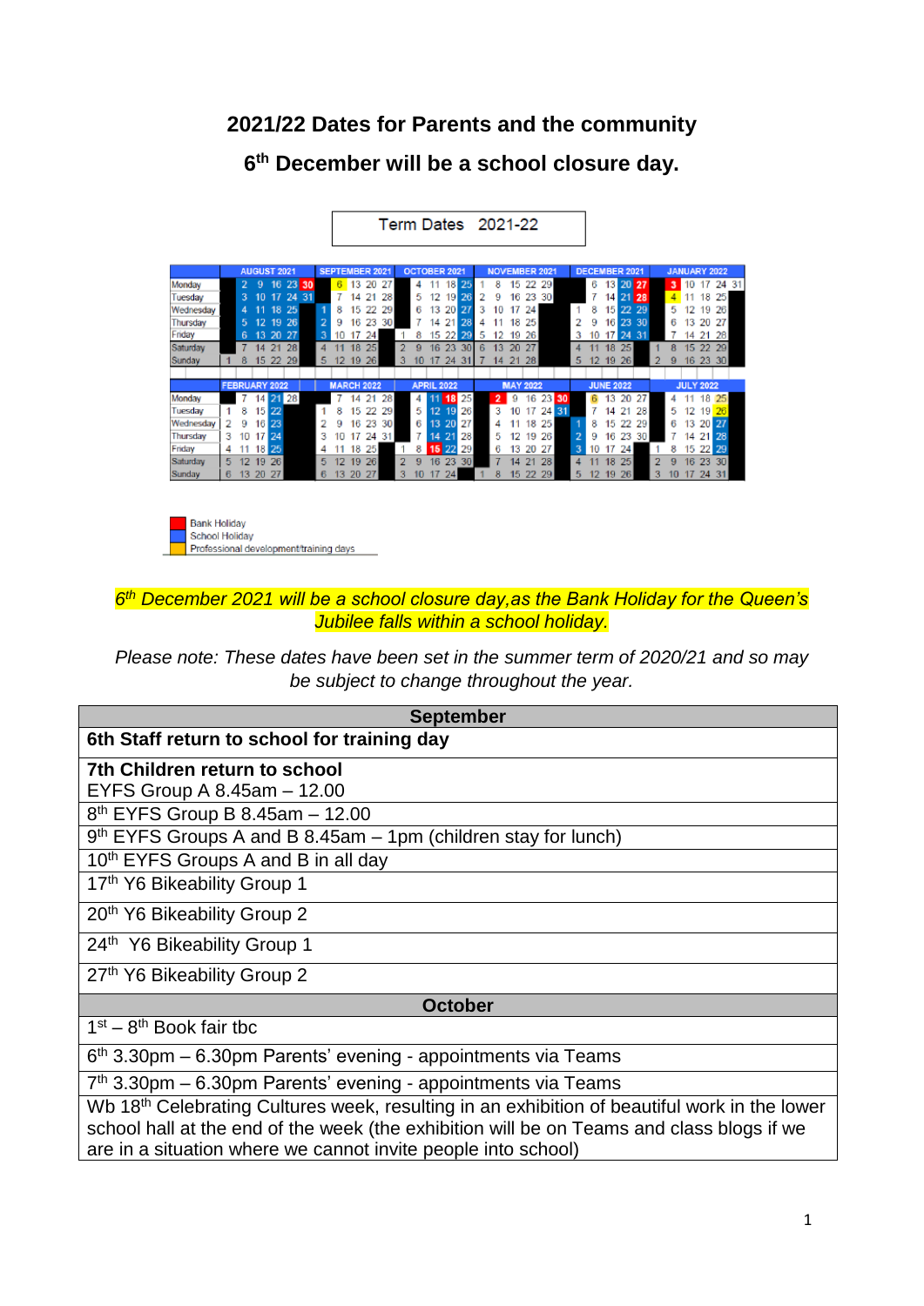# 2021/22 Dates for Parents and the community

## 6th December will be a school closure day.

**Term Dates 2021-22**

| | AUGUST 2021 | | | | | SEPTEMBER 2021 | | | | | OCTOBER 2021 | | | | | NOVEMBER 2021 | | | | | DECEMBER 2021 | | | | | JANUARY 2022 | | | | | |
|---|---|---|---|---|---|---|---|---|---|---|---|---|---|---|---|---|---|---|---|---|---|---|---|---|---|---|---|---|---|---|---|
| Monday | | 2 | 9 | 16 | 23 | 30 | | 6 | 13 | 20 | 27 | | 4 | 11 | 18 | 25 | 1 | 8 | 15 | 22 | 29 | | 6 | 13 | 20 | 27 | 3 | 10 | 17 | 24 | 31 |
| Tuesday | | 3 | 10 | 17 | 24 | 31 | | 7 | 14 | 21 | 28 | | 5 | 12 | 19 | 26 | 2 | 9 | 16 | 23 | 30 | | 7 | 14 | 21 | 28 | 4 | 11 | 18 | 25 | |
| Wednesday | | 4 | 11 | 18 | 25 | 1 | 8 | 15 | 22 | 29 | | | 6 | 13 | 20 | 27 | 3 | 10 | 17 | 24 | | 1 | 8 | 15 | 22 | 29 | 5 | 12 | 19 | 26 | |
| Thursday | | 5 | 12 | 19 | 26 | 2 | 9 | 16 | 23 | 30 | | | 7 | 14 | 21 | 28 | 4 | 11 | 18 | 25 | | 2 | 9 | 16 | 23 | 30 | 6 | 13 | 20 | 27 | |
| Friday | | 6 | 13 | 20 | 27 | 3 | 10 | 17 | 24 | | | 1 | 8 | 15 | 22 | 29 | 5 | 12 | 19 | 26 | | 3 | 10 | 17 | 24 | 31 | 7 | 14 | 21 | 28 | |
| Saturday | | 7 | 14 | 21 | 28 | 4 | 11 | 18 | 25 | | | 2 | 9 | 16 | 23 | 30 | 6 | 13 | 20 | 27 | | 4 | 11 | 18 | 25 | | 1 | 8 | 15 | 22 | 29 |
| Sunday | 1 | 8 | 15 | 22 | 29 | 5 | 12 | 19 | 26 | | | 3 | 10 | 17 | 24 | 31 | 7 | 14 | 21 | 28 | | 5 | 12 | 19 | 26 | | 2 | 9 | 16 | 23 | 30 |

| | FEBRUARY 2022 | | | | | MARCH 2022 | | | | | APRIL 2022 | | | | | MAY 2022 | | | | | JUNE 2022 | | | | | JULY 2022 | | | | | |
|---|---|---|---|---|---|---|---|---|---|---|---|---|---|---|---|---|---|---|---|---|---|---|---|---|---|---|---|---|---|---|---|
| Monday | | 7 | 14 | 21 | 28 | | 7 | 14 | 21 | 28 | | 4 | 11 | 18 | 25 | | 2 | 9 | 16 | 23 | 30 | | 6 | 13 | 20 | 27 | | 4 | 11 | 18 | 25 |
| Tuesday | 1 | 8 | 15 | 22 | | 1 | 8 | 15 | 22 | 29 | | 5 | 12 | 19 | 26 | | 3 | 10 | 17 | 24 | 31 | | 7 | 14 | 21 | 28 | | 5 | 12 | 19 | 26 |
| Wednesday | 2 | 9 | 16 | 23 | | 2 | 9 | 16 | 23 | 30 | | 6 | 13 | 20 | 27 | | 4 | 11 | 18 | 25 | | 1 | 8 | 15 | 22 | 29 | | 6 | 13 | 20 | 27 |
| Thursday | 3 | 10 | 17 | 24 | | 3 | 10 | 17 | 24 | 31 | | 7 | 14 | 21 | 28 | | 5 | 12 | 19 | 26 | | 2 | 9 | 16 | 23 | 30 | | 7 | 14 | 21 | 28 |
| Friday | 4 | 11 | 18 | 25 | | 4 | 11 | 18 | 25 | | 1 | 8 | 15 | 22 | 29 | | 6 | 13 | 20 | 27 | | 3 | 10 | 17 | 24 | | 1 | 8 | 15 | 22 | 29 |
| Saturday | 5 | 12 | 19 | 26 | | 5 | 12 | 19 | 26 | | 2 | 9 | 16 | 23 | 30 | | 7 | 14 | 21 | 28 | | 4 | 11 | 18 | 25 | | 2 | 9 | 16 | 23 | 30 |
| Sunday | 6 | 13 | 20 | 27 | | 6 | 13 | 20 | 27 | | 3 | 10 | 17 | 24 | | 1 | 8 | 15 | 22 | 29 | | 5 | 12 | 19 | 26 | | 3 | 10 | 17 | 24 | 31 |

- Bank Holiday
- School Holiday
- Professional development/training days

*6th December 2021 will be a school closure day,as the Bank Holiday for the Queen's Jubilee falls within a school holiday.*

*Please note: These dates have been set in the summer term of 2020/21 and so may be subject to change throughout the year.*

| September |
|---|
| **6th Staff return to school for training day** |
| **7th Children return to school**<br>EYFS Group A 8.45am – 12.00 |
| 8th EYFS Group B 8.45am – 12.00 |
| 9th EYFS Groups A and B 8.45am – 1pm (children stay for lunch) |
| 10th EYFS Groups A and B in all day |
| 17th Y6 Bikeability Group 1 |
| 20th Y6 Bikeability Group 2 |
| 24th Y6 Bikeability Group 1 |
| 27th Y6 Bikeability Group 2 |
| **October** |
| 1st – 8th Book fair tbc |
| 6th 3.30pm – 6.30pm Parents' evening - appointments via Teams |
| 7th 3.30pm – 6.30pm Parents' evening - appointments via Teams |
| Wb 18th Celebrating Cultures week, resulting in an exhibition of beautiful work in the lower school hall at the end of the week (the exhibition will be on Teams and class blogs if we are in a situation where we cannot invite people into school) |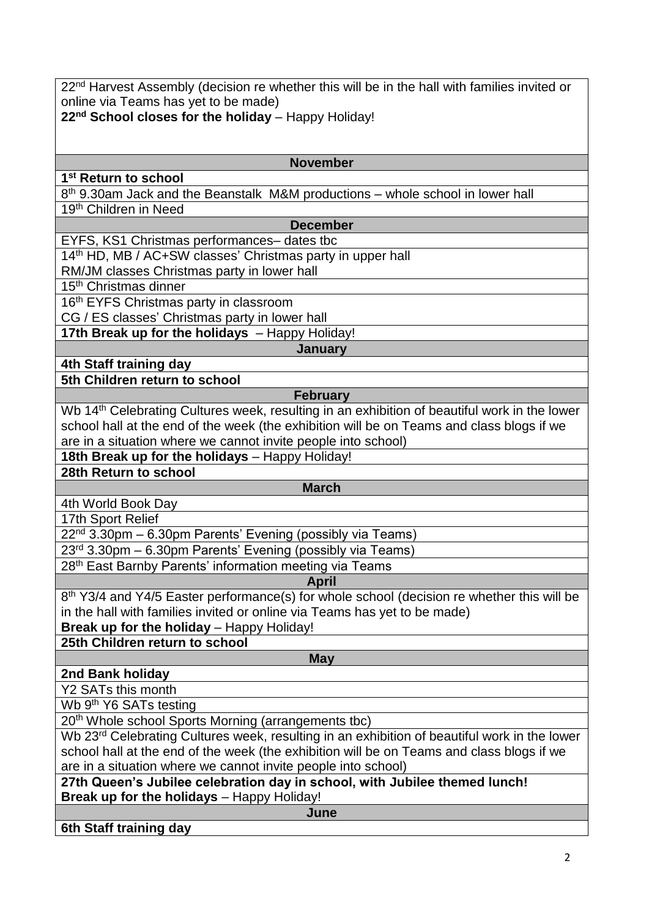| |
|---|
| 22nd Harvest Assembly (decision re whether this will be in the hall with families invited or online via Teams has yet to be made)<br>**22nd School closes for the holiday** – Happy Holiday! |
| **November** |
| **1st Return to school** |
| 8th 9.30am Jack and the Beanstalk M&M productions – whole school in lower hall |
| 19th Children in Need |
| **December** |
| EYFS, KS1 Christmas performances– dates tbc |
| 14th HD, MB / AC+SW classes' Christmas party in upper hall<br>RM/JM classes Christmas party in lower hall |
| 15th Christmas dinner |
| 16th EYFS Christmas party in classroom<br>CG / ES classes' Christmas party in lower hall |
| **17th Break up for the holidays** – Happy Holiday! |
| **January** |
| **4th Staff training day** |
| **5th Children return to school** |
| **February** |
| Wb 14th Celebrating Cultures week, resulting in an exhibition of beautiful work in the lower school hall at the end of the week (the exhibition will be on Teams and class blogs if we are in a situation where we cannot invite people into school) |
| **18th Break up for the holidays** – Happy Holiday! |
| **28th Return to school** |
| **March** |
| 4th World Book Day |
| 17th Sport Relief |
| 22nd 3.30pm – 6.30pm Parents' Evening (possibly via Teams) |
| 23rd 3.30pm – 6.30pm Parents' Evening (possibly via Teams) |
| 28th East Barnby Parents' information meeting via Teams |
| **April** |
| 8th Y3/4 and Y4/5 Easter performance(s) for whole school (decision re whether this will be in the hall with families invited or online via Teams has yet to be made)<br>**Break up for the holiday** – Happy Holiday! |
| **25th Children return to school** |
| **May** |
| **2nd Bank holiday** |
| Y2 SATs this month |
| Wb 9th Y6 SATs testing |
| 20th Whole school Sports Morning (arrangements tbc) |
| Wb 23rd Celebrating Cultures week, resulting in an exhibition of beautiful work in the lower school hall at the end of the week (the exhibition will be on Teams and class blogs if we are in a situation where we cannot invite people into school) |
| **27th Queen's Jubilee celebration day in school, with Jubilee themed lunch!**<br>**Break up for the holidays** – Happy Holiday! |
| **June** |
| **6th Staff training day** |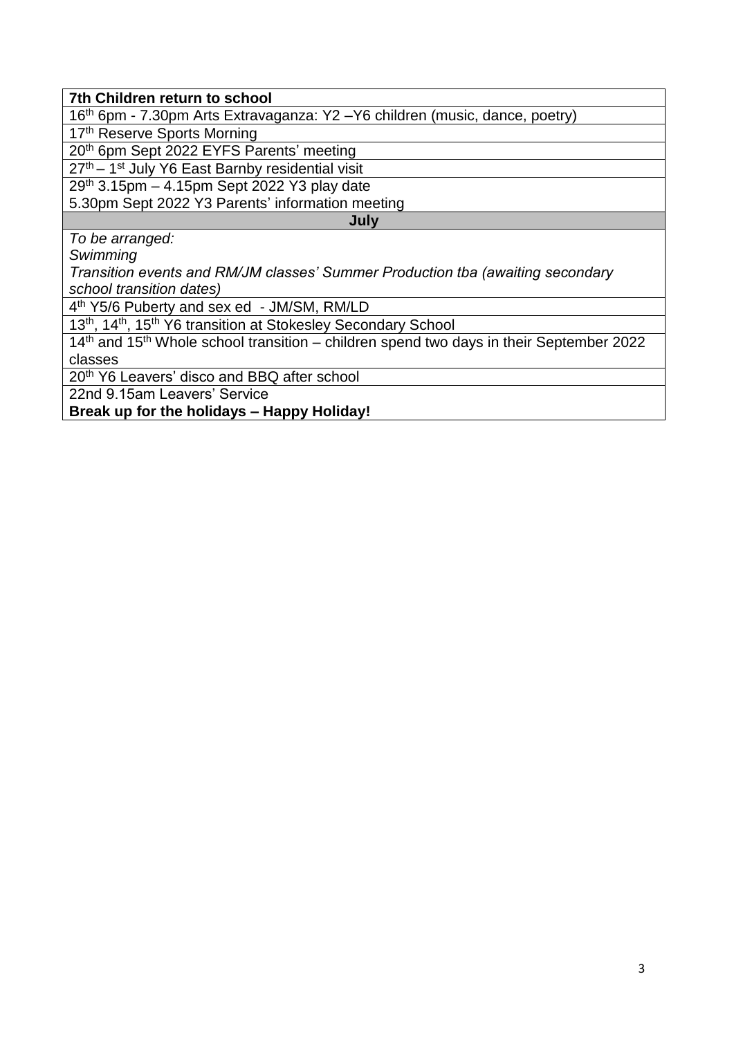| |
|---|
| **7th Children return to school** |
| 16th 6pm - 7.30pm Arts Extravaganza: Y2 –Y6 children (music, dance, poetry) |
| 17th Reserve Sports Morning |
| 20th 6pm Sept 2022 EYFS Parents' meeting |
| 27th – 1st July Y6 East Barnby residential visit |
| 29th 3.15pm – 4.15pm Sept 2022 Y3 play date<br>5.30pm Sept 2022 Y3 Parents' information meeting |
| **July** |
| *To be arranged:*<br>*Swimming*<br>*Transition events and RM/JM classes' Summer Production tba (awaiting secondary school transition dates)* |
| 4th Y5/6 Puberty and sex ed - JM/SM, RM/LD |
| 13th, 14th, 15th Y6 transition at Stokesley Secondary School |
| 14th and 15th Whole school transition – children spend two days in their September 2022 classes |
| 20th Y6 Leavers' disco and BBQ after school |
| 22nd 9.15am Leavers' Service<br>**Break up for the holidays – Happy Holiday!** |